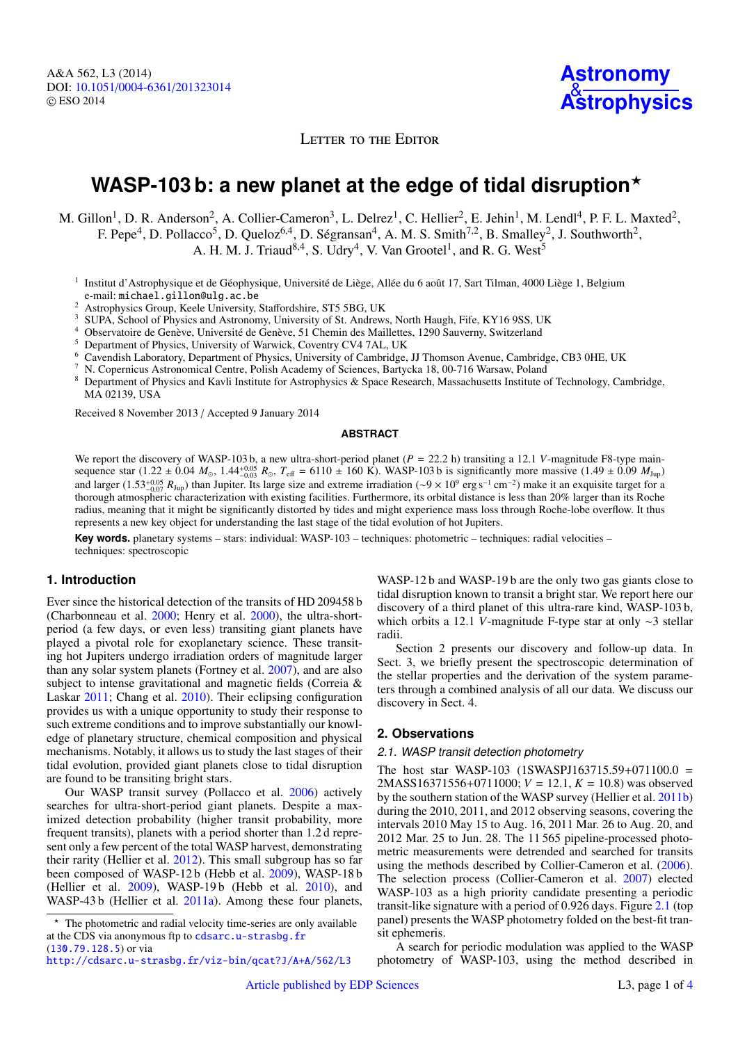Letter to the Editor

# WASP-103 b: a new planet at the edge of tidal disruption★

M. Gillon[1], D. R. Anderson[2], A. Collier-Cameron[3], L. Delrez[1], C. Hellier[2], E. Jehin[1], M. Lendl[4], P. F. L. Maxted[2], F. Pepe[4], D. Pollacco[5], D. Queloz[6,4], D. Ségransan[4], A. M. S. Smith[7,2], B. Smalley[2], J. Southworth[2], A. H. M. J. Triaud[8,4], S. Udry[4], V. Van Grootel[1], and R. G. West[5]

[1] Institut d'Astrophysique et de Géophysique, Université de Liège, Allée du 6 août 17, Sart Tilman, 4000 Liège 1, Belgium
e-mail: michael.gillon@ulg.ac.be
[2] Astrophysics Group, Keele University, Staffordshire, ST5 5BG, UK
[3] SUPA, School of Physics and Astronomy, University of St. Andrews, North Haugh, Fife, KY16 9SS, UK
[4] Observatoire de Genève, Université de Genève, 51 Chemin des Maillettes, 1290 Sauverny, Switzerland
[5] Department of Physics, University of Warwick, Coventry CV4 7AL, UK
[6] Cavendish Laboratory, Department of Physics, University of Cambridge, JJ Thomson Avenue, Cambridge, CB3 0HE, UK
[7] N. Copernicus Astronomical Centre, Polish Academy of Sciences, Bartycka 18, 00-716 Warsaw, Poland
[8] Department of Physics and Kavli Institute for Astrophysics & Space Research, Massachusetts Institute of Technology, Cambridge, MA 02139, USA

Received 8 November 2013 / Accepted 9 January 2014

## ABSTRACT

We report the discovery of WASP-103 b, a new ultra-short-period planet ($P$ = 22.2 h) transiting a 12.1 $V$-magnitude F8-type main-sequence star (1.22 ± 0.04 $M_\odot$, $1.44^{+0.05}_{-0.03}$ $R_\odot$, $T_{\rm eff}$ = 6110 ± 160 K). WASP-103 b is significantly more massive (1.49 ± 0.09 $M_{\rm Jup}$) and larger ($1.53^{+0.05}_{-0.07}$ $R_{\rm Jup}$) than Jupiter. Its large size and extreme irradiation (~$9 \times 10^9$ erg s$^{-1}$ cm$^{-2}$) make it an exquisite target for a thorough atmospheric characterization with existing facilities. Furthermore, its orbital distance is less than 20% larger than its Roche radius, meaning that it might be significantly distorted by tides and might experience mass loss through Roche-lobe overflow. It thus represents a new key object for understanding the last stage of the tidal evolution of hot Jupiters.

**Key words.** planetary systems – stars: individual: WASP-103 – techniques: photometric – techniques: radial velocities – techniques: spectroscopic

## 1. Introduction

Ever since the historical detection of the transits of HD 209458 b (Charbonneau et al. 2000; Henry et al. 2000), the ultra-short-period (a few days, or even less) transiting giant planets have played a pivotal role for exoplanetary science. These transiting hot Jupiters undergo irradiation orders of magnitude larger than any solar system planets (Fortney et al. 2007), and are also subject to intense gravitational and magnetic fields (Correia & Laskar 2011; Chang et al. 2010). Their eclipsing configuration provides us with a unique opportunity to study their response to such extreme conditions and to improve substantially our knowledge of planetary structure, chemical composition and physical mechanisms. Notably, it allows us to study the last stages of their tidal evolution, provided giant planets close to tidal disruption are found to be transiting bright stars.

Our WASP transit survey (Pollacco et al. 2006) actively searches for ultra-short-period giant planets. Despite a maximized detection probability (higher transit probability, more frequent transits), planets with a period shorter than 1.2 d represent only a few percent of the total WASP harvest, demonstrating their rarity (Hellier et al. 2012). This small subgroup has so far been composed of WASP-12 b (Hebb et al. 2009), WASP-18 b (Hellier et al. 2009), WASP-19 b (Hebb et al. 2010), and WASP-43 b (Hellier et al. 2011a). Among these four planets, WASP-12 b and WASP-19 b are the only two gas giants close to tidal disruption known to transit a bright star. We report here our discovery of a third planet of this ultra-rare kind, WASP-103 b, which orbits a 12.1 $V$-magnitude F-type star at only ~3 stellar radii.

Section 2 presents our discovery and follow-up data. In Sect. 3, we briefly present the spectroscopic determination of the stellar properties and the derivation of the system parameters through a combined analysis of all our data. We discuss our discovery in Sect. 4.

## 2. Observations

### 2.1. WASP transit detection photometry

The host star WASP-103 (1SWASPJ163715.59+071100.0 = 2MASS16371556+0711000; $V$ = 12.1, $K$ = 10.8) was observed by the southern station of the WASP survey (Hellier et al. 2011b) during the 2010, 2011, and 2012 observing seasons, covering the intervals 2010 May 15 to Aug. 16, 2011 Mar. 26 to Aug. 20, and 2012 Mar. 25 to Jun. 28. The 11 565 pipeline-processed photometric measurements were detrended and searched for transits using the methods described by Collier-Cameron et al. (2006). The selection process (Collier-Cameron et al. 2007) elected WASP-103 as a high priority candidate presenting a periodic transit-like signature with a period of 0.926 days. Figure 2.1 (top panel) presents the WASP photometry folded on the best-fit transit ephemeris.

A search for periodic modulation was applied to the WASP photometry of WASP-103, using the method described in

★ The photometric and radial velocity time-series are only available at the CDS via anonymous ftp to cdsarc.u-strasbg.fr (130.79.128.5) or via http://cdsarc.u-strasbg.fr/viz-bin/qcat?J/A+A/562/L3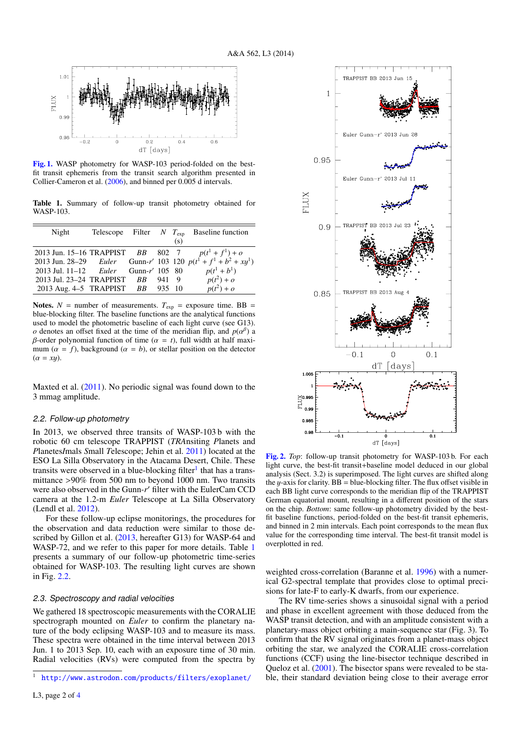**Fig. 1.** WASP photometry for WASP-103 period-folded on the best-fit transit ephemeris from the transit search algorithm presented in Collier-Cameron et al. (2006), and binned per 0.005 d intervals.

**Table 1.** Summary of follow-up transit photometry obtained for WASP-103.

| Night | Telescope | Filter | $N$ | $T_{\rm exp}$ (s) | Baseline function |
|---|---|---|---|---|---|
| 2013 Jun. 15–16 | TRAPPIST | *BB* | 802 | 7 | $p(t^1 + f^1) + o$ |
| 2013 Jun. 28–29 | *Euler* | Gunn-$r'$ | 103 | 120 | $p(t^1 + f^1 + b^2 + xy^1)$ |
| 2013 Jul. 11–12 | *Euler* | Gunn-$r'$ | 105 | 80 | $p(t^1 + b^1)$ |
| 2013 Jul. 23–24 | TRAPPIST | *BB* | 941 | 9 | $p(t^2) + o$ |
| 2013 Aug. 4–5 | TRAPPIST | *BB* | 935 | 10 | $p(t^2) + o$ |

**Notes.** $N$ = number of measurements. $T_{\rm exp}$ = exposure time. BB = blue-blocking filter. The baseline functions are the analytical functions used to model the photometric baseline of each light curve (see G13). $o$ denotes an offset fixed at the time of the meridian flip, and $p(\alpha^\beta)$ a $\beta$-order polynomial function of time ($\alpha = t$), full width at half maximum ($\alpha = f$), background ($\alpha = b$), or stellar position on the detector ($\alpha = xy$).

Maxted et al. (2011). No periodic signal was found down to the 3 mmag amplitude.

### 2.2. Follow-up photometry

In 2013, we observed three transits of WASP-103 b with the robotic 60 cm telescope TRAPPIST (*TRA*nsiting *P*lanets and *P*lanetes*I*mals *S*mall *T*elescope; Jehin et al. 2011) located at the ESO La Silla Observatory in the Atacama Desert, Chile. These transits were observed in a blue-blocking filter[1] that has a transmittance >90% from 500 nm to beyond 1000 nm. Two transits were also observed in the Gunn-$r'$ filter with the EulerCam CCD camera at the 1.2-m *Euler* Telescope at La Silla Observatory (Lendl et al. 2012).

For these follow-up eclipse monitorings, the procedures for the observation and data reduction were similar to those described by Gillon et al. (2013, hereafter G13) for WASP-64 and WASP-72, and we refer to this paper for more details. Table 1 presents a summary of our follow-up photometric time-series obtained for WASP-103. The resulting light curves are shown in Fig. 2.2.

### 2.3. Spectroscopy and radial velocities

We gathered 18 spectroscopic measurements with the CORALIE spectrograph mounted on *Euler* to confirm the planetary nature of the body eclipsing WASP-103 and to measure its mass. These spectra were obtained in the time interval between 2013 Jun. 1 to 2013 Sep. 10, each with an exposure time of 30 min. Radial velocities (RVs) were computed from the spectra by weighted cross-correlation (Baranne et al. 1996) with a numerical G2-spectral template that provides close to optimal precisions for late-F to early-K dwarfs, from our experience.

The RV time-series shows a sinusoidal signal with a period and phase in excellent agreement with those deduced from the WASP transit detection, and with an amplitude consistent with a planetary-mass object orbiting a main-sequence star (Fig. 3). To confirm that the RV signal originates from a planet-mass object orbiting the star, we analyzed the CORALIE cross-correlation functions (CCF) using the line-bisector technique described in Queloz et al. (2001). The bisector spans are revealed to be stable, their standard deviation being close to their average error

[1] http://www.astrodon.com/products/filters/exoplanet/

**Fig. 2.** *Top*: follow-up transit photometry for WASP-103 b. For each light curve, the best-fit transit+baseline model deduced in our global analysis (Sect. 3.2) is superimposed. The light curves are shifted along the $y$-axis for clarity. BB = blue-blocking filter. The flux offset visible in each BB light curve corresponds to the meridian flip of the TRAPPIST German equatorial mount, resulting in a different position of the stars on the chip. *Bottom*: same follow-up photometry divided by the best-fit baseline functions, period-folded on the best-fit transit ephemeris, and binned in 2 min intervals. Each point corresponds to the mean flux value for the corresponding time interval. The best-fit transit model is overplotted in red.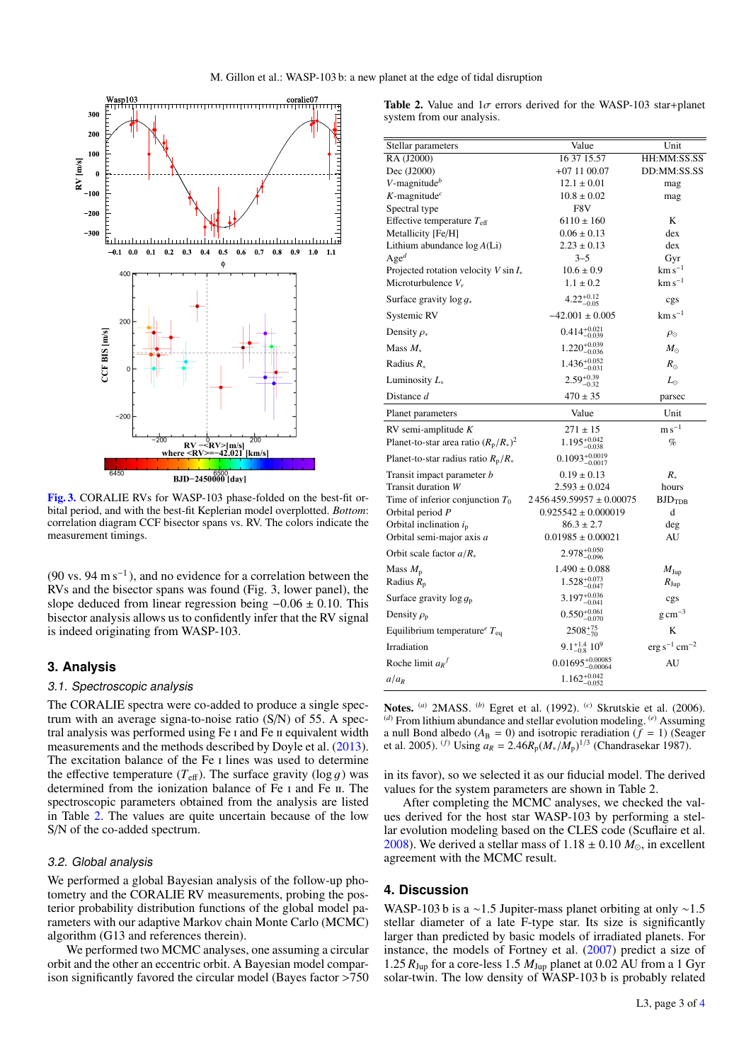Fig. 3. CORALIE RVs for WASP-103 phase-folded on the best-fit orbital period, and with the best-fit Keplerian model overplotted. *Bottom*: correlation diagram CCF bisector spans vs. RV. The colors indicate the measurement timings.

(90 vs. 94 m s$^{-1}$), and no evidence for a correlation between the RVs and the bisector spans was found (Fig. 3, lower panel), the slope deduced from linear regression being $-0.06 \pm 0.10$. This bisector analysis allows us to confidently infer that the RV signal is indeed originating from WASP-103.

## 3. Analysis

### 3.1. Spectroscopic analysis

The CORALIE spectra were co-added to produce a single spectrum with an average signa-to-noise ratio (S/N) of 55. A spectral analysis was performed using Fe I and Fe II equivalent width measurements and the methods described by Doyle et al. (2013). The excitation balance of the Fe I lines was used to determine the effective temperature ($T_{\rm eff}$). The surface gravity ($\log g$) was determined from the ionization balance of Fe I and Fe II. The spectroscopic parameters obtained from the analysis are listed in Table 2. The values are quite uncertain because of the low S/N of the co-added spectrum.

### 3.2. Global analysis

We performed a global Bayesian analysis of the follow-up photometry and the CORALIE RV measurements, probing the posterior probability distribution functions of the global model parameters with our adaptive Markov chain Monte Carlo (MCMC) algorithm (G13 and references therein).

We performed two MCMC analyses, one assuming a circular orbit and the other an eccentric orbit. A Bayesian model comparison significantly favored the circular model (Bayes factor >750 in its favor), so we selected it as our fiducial model. The derived values for the system parameters are shown in Table 2.

After completing the MCMC analyses, we checked the values derived for the host star WASP-103 by performing a stellar evolution modeling based on the CLES code (Scuflaire et al. 2008). We derived a stellar mass of $1.18 \pm 0.10\ M_\odot$, in excellent agreement with the MCMC result.

Table 2. Value and 1$\sigma$ errors derived for the WASP-103 star+planet system from our analysis.

| Stellar parameters | Value | Unit |
|---|---|---|
| RA (J2000) | 16 37 15.57 | HH:MM:SS.SS |
| Dec (J2000) | +07 11 00.07 | DD:MM:SS.SS |
| $V$-magnitude[b] | $12.1 \pm 0.01$ | mag |
| $K$-magnitude[c] | $10.8 \pm 0.02$ | mag |
| Spectral type | F8V | |
| Effective temperature $T_{\rm eff}$ | $6110 \pm 160$ | K |
| Metallicity [Fe/H] | $0.06 \pm 0.13$ | dex |
| Lithium abundance $\log A$(Li) | $2.23 \pm 0.13$ | dex |
| Age[d] | 3–5 | Gyr |
| Projected rotation velocity $V \sin I_*$ | $10.6 \pm 0.9$ | km s$^{-1}$ |
| Microturbulence $V_t$ | $1.1 \pm 0.2$ | km s$^{-1}$ |
| Surface gravity $\log g_*$ | $4.22^{+0.12}_{-0.05}$ | cgs |
| Systemic RV | $-42.001 \pm 0.005$ | km s$^{-1}$ |
| Density $\rho_*$ | $0.414^{+0.021}_{-0.039}$ | $\rho_\odot$ |
| Mass $M_*$ | $1.220^{+0.039}_{-0.036}$ | $M_\odot$ |
| Radius $R_*$ | $1.436^{+0.052}_{-0.031}$ | $R_\odot$ |
| Luminosity $L_*$ | $2.59^{+0.39}_{-0.32}$ | $L_\odot$ |
| Distance $d$ | $470 \pm 35$ | parsec |
| **Planet parameters** | **Value** | **Unit** |
| RV semi-amplitude $K$ | $271 \pm 15$ | m s$^{-1}$ |
| Planet-to-star area ratio $(R_p/R_*)^2$ | $1.195^{+0.042}_{-0.038}$ | % |
| Planet-to-star radius ratio $R_p/R_*$ | $0.1093^{+0.0019}_{-0.0017}$ | |
| Transit impact parameter $b$ | $0.19 \pm 0.13$ | $R_*$ |
| Transit duration $W$ | $2.593 \pm 0.024$ | hours |
| Time of inferior conjunction $T_0$ | $2\,456\,459.59957 \pm 0.00075$ | BJD$_{\rm TDB}$ |
| Orbital period $P$ | $0.925542 \pm 0.000019$ | d |
| Orbital inclination $i_p$ | $86.3 \pm 2.7$ | deg |
| Orbital semi-major axis $a$ | $0.01985 \pm 0.00021$ | AU |
| Orbit scale factor $a/R_*$ | $2.978^{+0.050}_{-0.096}$ | |
| Mass $M_p$ | $1.490 \pm 0.088$ | $M_{\rm Jup}$ |
| Radius $R_p$ | $1.528^{+0.073}_{-0.047}$ | $R_{\rm Jup}$ |
| Surface gravity $\log g_p$ | $3.197^{+0.036}_{-0.041}$ | cgs |
| Density $\rho_p$ | $0.550^{+0.061}_{-0.070}$ | g cm$^{-3}$ |
| Equilibrium temperature[e] $T_{\rm eq}$ | $2508^{+75}_{-70}$ | K |
| Irradiation | $9.1^{+1.4}_{-0.8}\ 10^9$ | erg s$^{-1}$ cm$^{-2}$ |
| Roche limit $a_R$[f] | $0.01695^{+0.00085}_{-0.00064}$ | AU |
| $a/a_R$ | $1.162^{+0.042}_{-0.052}$ | |

**Notes.** [a] 2MASS. [b] Egret et al. (1992). [c] Skrutskie et al. (2006). [d] From lithium abundance and stellar evolution modeling. [e] Assuming a null Bond albedo ($A_B = 0$) and isotropic reradiation ($f = 1$) (Seager et al. 2005). [f] Using $a_R = 2.46 R_p (M_*/M_p)^{1/3}$ (Chandrasekar 1987).

## 4. Discussion

WASP-103 b is a ~1.5 Jupiter-mass planet orbiting at only ~1.5 stellar diameter of a late F-type star. Its size is significantly larger than predicted by basic models of irradiated planets. For instance, the models of Fortney et al. (2007) predict a size of 1.25 $R_{\rm Jup}$ for a core-less 1.5 $M_{\rm Jup}$ planet at 0.02 AU from a 1 Gyr solar-twin. The low density of WASP-103 b is probably related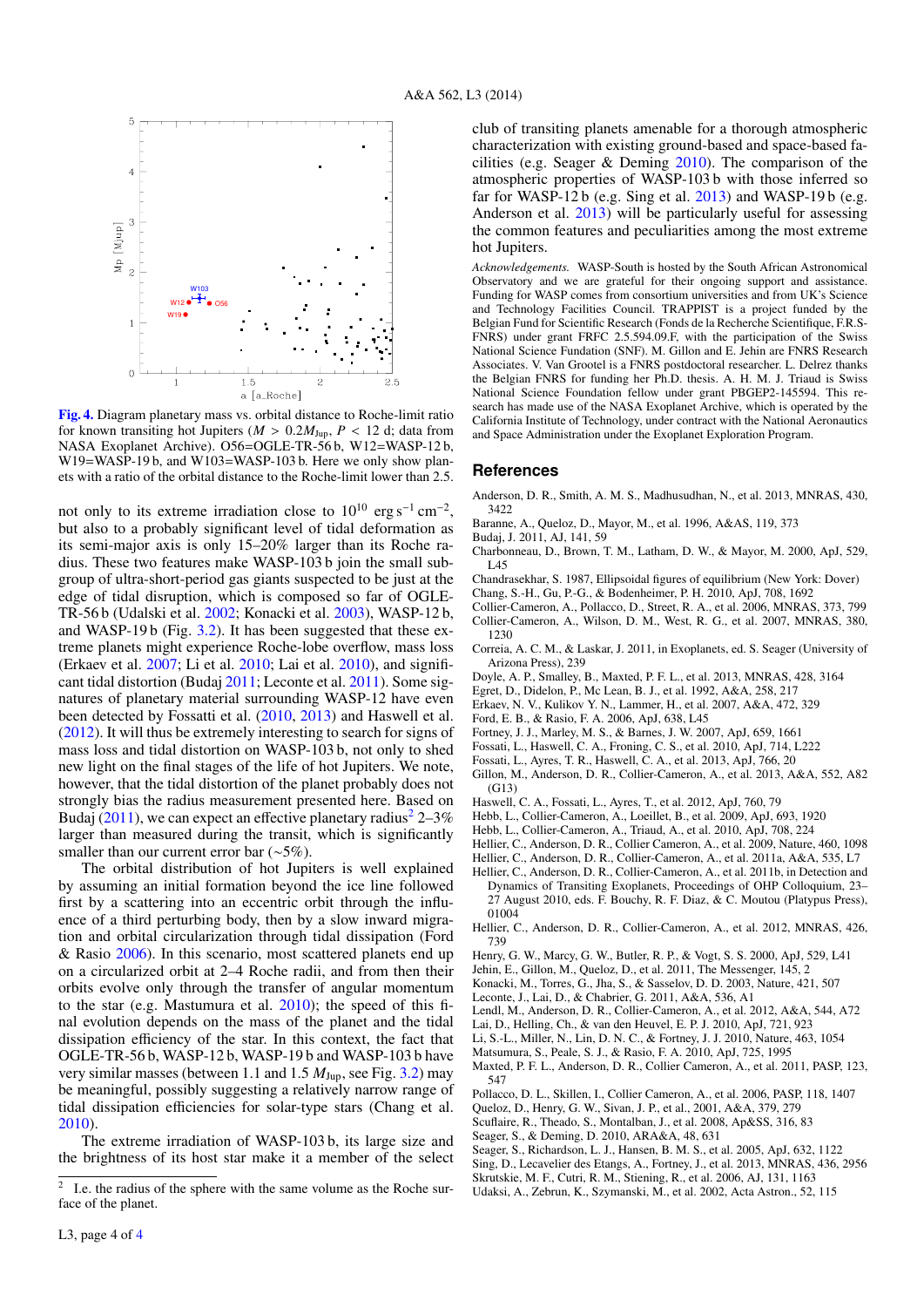5

4

3

2

1

0

Mp [Mjup]

1

1.5

2

2.5

a [a_Roche]

W103

W12

O56

W19

**Fig. 4.** Diagram planetary mass vs. orbital distance to Roche-limit ratio for known transiting hot Jupiters ($M > 0.2 M_{\rm Jup}$, $P < 12$ d; data from NASA Exoplanet Archive). O56=OGLE-TR-56 b, W12=WASP-12 b, W19=WASP-19 b, and W103=WASP-103 b. Here we only show planets with a ratio of the orbital distance to the Roche-limit lower than 2.5.

not only to its extreme irradiation close to $10^{10}$ erg s$^{-1}$ cm$^{-2}$, but also to a probably significant level of tidal deformation as its semi-major axis is only 15–20% larger than its Roche radius. These two features make WASP-103 b join the small subgroup of ultra-short-period gas giants suspected to be just at the edge of tidal disruption, which is composed so far of OGLE-TR-56 b (Udalski et al. 2002; Konacki et al. 2003), WASP-12 b, and WASP-19 b (Fig. 3.2). It has been suggested that these extreme planets might experience Roche-lobe overflow, mass loss (Erkaev et al. 2007; Li et al. 2010; Lai et al. 2010), and significant tidal distortion (Budaj 2011; Leconte et al. 2011). Some signatures of planetary material surrounding WASP-12 have even been detected by Fossatti et al. (2010, 2013) and Haswell et al. (2012). It will thus be extremely interesting to search for signs of mass loss and tidal distortion on WASP-103 b, not only to shed new light on the final stages of the life of hot Jupiters. We note, however, that the tidal distortion of the planet probably does not strongly bias the radius measurement presented here. Based on Budaj (2011), we can expect an effective planetary radius[2] 2–3% larger than measured during the transit, which is significantly smaller than our current error bar (~5%).

The orbital distribution of hot Jupiters is well explained by assuming an initial formation beyond the ice line followed first by a scattering into an eccentric orbit through the influence of a third perturbing body, then by a slow inward migration and orbital circularization through tidal dissipation (Ford & Rasio 2006). In this scenario, most scattered planets end up on a circularized orbit at 2–4 Roche radii, and from then their orbits evolve only through the transfer of angular momentum to the star (e.g. Mastumura et al. 2010); the speed of this final evolution depends on the mass of the planet and the tidal dissipation efficiency of the star. In this context, the fact that OGLE-TR-56 b, WASP-12 b, WASP-19 b and WASP-103 b have very similar masses (between 1.1 and 1.5 $M_{\rm Jup}$, see Fig. 3.2) may be meaningful, possibly suggesting a relatively narrow range of tidal dissipation efficiencies for solar-type stars (Chang et al. 2010).

The extreme irradiation of WASP-103 b, its large size and the brightness of its host star make it a member of the select club of transiting planets amenable for a thorough atmospheric characterization with existing ground-based and space-based facilities (e.g. Seager & Deming 2010). The comparison of the atmospheric properties of WASP-103 b with those inferred so far for WASP-12 b (e.g. Sing et al. 2013) and WASP-19 b (e.g. Anderson et al. 2013) will be particularly useful for assessing the common features and peculiarities among the most extreme hot Jupiters.

[2] I.e. the radius of the sphere with the same volume as the Roche surface of the planet.

*Acknowledgements.* WASP-South is hosted by the South African Astronomical Observatory and we are grateful for their ongoing support and assistance. Funding for WASP comes from consortium universities and from UK's Science and Technology Facilities Council. TRAPPIST is a project funded by the Belgian Fund for Scientific Research (Fonds de la Recherche Scientifique, F.R.S-FNRS) under grant FRFC 2.5.594.09.F, with the participation of the Swiss National Science Fundation (SNF). M. Gillon and E. Jehin are FNRS Research Associates. V. Van Grootel is a FNRS postdoctoral researcher. L. Delrez thanks the Belgian FNRS for funding her Ph.D. thesis. A. H. M. J. Triaud is Swiss National Science Foundation fellow under grant PBGEP2-145594. This research has made use of the NASA Exoplanet Archive, which is operated by the California Institute of Technology, under contract with the National Aeronautics and Space Administration under the Exoplanet Exploration Program.

## References

Anderson, D. R., Smith, A. M. S., Madhusudhan, N., et al. 2013, MNRAS, 430, 3422
Baranne, A., Queloz, D., Mayor, M., et al. 1996, A&AS, 119, 373
Budaj, J. 2011, AJ, 141, 59
Charbonneau, D., Brown, T. M., Latham, D. W., & Mayor, M. 2000, ApJ, 529, L45
Chandrasekhar, S. 1987, Ellipsoidal figures of equilibrium (New York: Dover)
Chang, S.-H., Gu, P.-G., & Bodenheimer, P. H. 2010, ApJ, 708, 1692
Collier-Cameron, A., Pollacco, D., Street, R. A., et al. 2006, MNRAS, 373, 799
Collier-Cameron, A., Wilson, D. M., West, R. G., et al. 2007, MNRAS, 380, 1230
Correia, A. C. M., & Laskar, J. 2011, in Exoplanets, ed. S. Seager (University of Arizona Press), 239
Doyle, A. P., Smalley, B., Maxted, P. F. L., et al. 2013, MNRAS, 428, 3164
Egret, D., Didelon, P., Mc Lean, B. J., et al. 1992, A&A, 258, 217
Erkaev, N. V., Kulikov Y. N., Lammer, H., et al. 2007, A&A, 472, 329
Ford, E. B., & Rasio, F. A. 2006, ApJ, 638, L45
Fortney, J. J., Marley, M. S., & Barnes, J. W. 2007, ApJ, 659, 1661
Fossati, L., Haswell, C. A., Froning, C. S., et al. 2010, ApJ, 714, L222
Fossati, L., Ayres, T. R., Haswell, C. A., et al. 2013, ApJ, 766, 20
Gillon, M., Anderson, D. R., Collier-Cameron, A., et al. 2013, A&A, 552, A82 (G13)
Haswell, C. A., Fossati, L., Ayres, T., et al. 2012, ApJ, 760, 79
Hebb, L., Collier-Cameron, A., Loeillet, B., et al. 2009, ApJ, 693, 1920
Hebb, L., Collier-Cameron, A., Triaud, A., et al. 2010, ApJ, 708, 224
Hellier, C., Anderson, D. R., Collier Cameron, A., et al. 2009, Nature, 460, 1098
Hellier, C., Anderson, D. R., Collier-Cameron, A., et al. 2011a, A&A, 535, L7
Hellier, C., Anderson, D. R., Collier-Cameron, A., et al. 2011b, in Detection and Dynamics of Transiting Exoplanets, Proceedings of OHP Colloquium, 23–27 August 2010, eds. F. Bouchy, R. F. Diaz, & C. Moutou (Platypus Press), 01004
Hellier, C., Anderson, D. R., Collier-Cameron, A., et al. 2012, MNRAS, 426, 739
Henry, G. W., Marcy, G. W., Butler, R. P., & Vogt, S. S. 2000, ApJ, 529, L41
Jehin, E., Gillon, M., Queloz, D., et al. 2011, The Messenger, 145, 2
Konacki, M., Torres, G., Jha, S., & Sasselov, D. D. 2003, Nature, 421, 507
Leconte, J., Lai, D., & Chabrier, G. 2011, A&A, 536, A1
Lendl, M., Anderson, D. R., Collier-Cameron, A., et al. 2012, A&A, 544, A72
Lai, D., Helling, Ch., & van den Heuvel, E. P. J. 2010, ApJ, 721, 923
Li, S.-L., Miller, N., Lin, D. N. C., & Fortney, J. J. 2010, Nature, 463, 1054
Matsumura, S., Peale, S. J., & Rasio, F. A. 2010, ApJ, 725, 1995
Maxted, P. F. L., Anderson, D. R., Collier Cameron, A., et al. 2011, PASP, 123, 547
Pollacco, D. L., Skillen, I., Collier Cameron, A., et al. 2006, PASP, 118, 1407
Queloz, D., Henry, G. W., Sivan, J. P., et al. 2001, A&A, 379, 279
Scuflaire, R., Theado, S., Montalban, J., et al. 2008, Ap&SS, 316, 83
Seager, S., & Deming, D. 2010, ARA&A, 48, 631
Seager, S., Richardson, L. J., Hansen, B. M. S., et al. 2005, ApJ, 632, 1122
Sing, D., Lecavelier des Etangs, A., Fortney, J., et al. 2013, MNRAS, 436, 2956
Skrutskie, M. F., Cutri, R. M., Stiening, R., et al. 2006, AJ, 131, 1163
Udalski, A., Zebrun, K., Szymanski, M., et al. 2002, Acta Astron., 52, 115